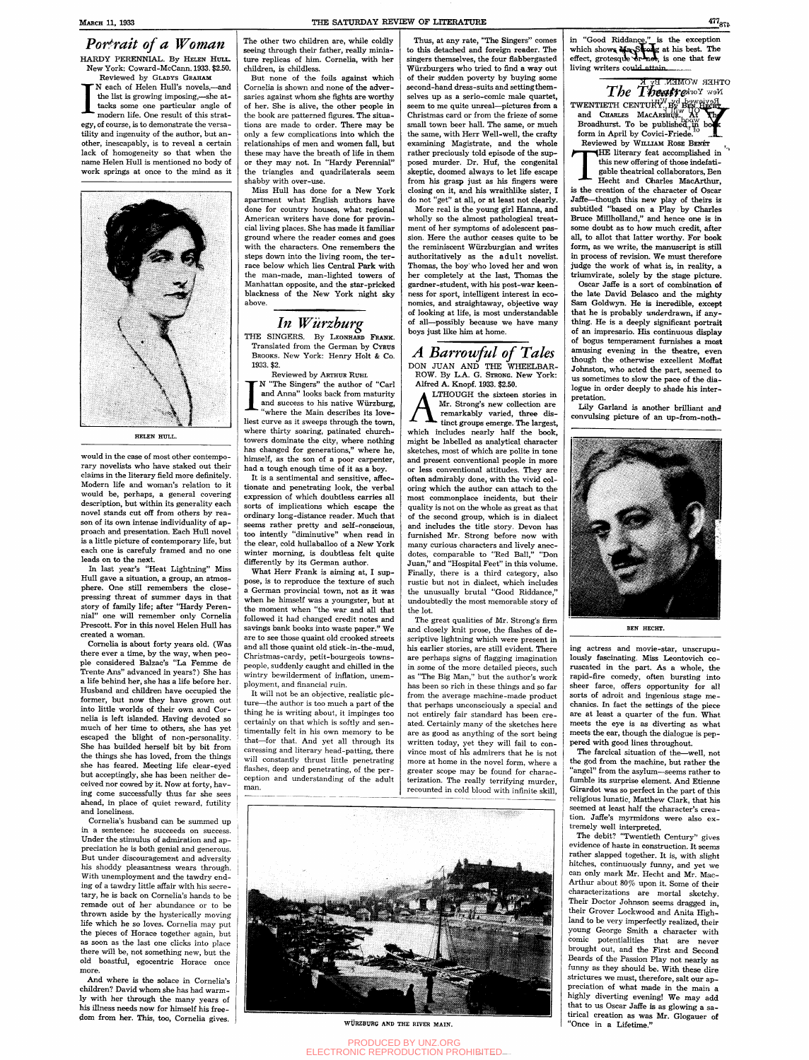# Portrait of a Woman

HARDY PERENNIAL. By HELEN HULL. New York: Coward-McCann. 1933. $2.50.

Reviewed by GLADYS GRAHAM

IN each of Helen Hull's novels,—and the list is growing imposing,—she attacks some one particular angle of modern life. One result of this strategy, of course, is to demonstrate the versatility and ingenuity of the author, but another, inescapably, is to reveal a certain lack of homogeneity so that when the name Helen Hull is mentioned no body of work springs at once to the mind as it would in the case of most other contemporary novelists who have staked out their claims in the literary field more definitely. Modern life and woman's relation to it would be, perhaps, a general covering description, but within its generality each novel stands cut off from others by reason of its own intense individuality of approach and presentation. Each Hull novel is a little picture of contemporary life, but each one is carefully framed and no one leads on to the next.

HELEN HULL.

In last year's "Heat Lightning" Miss Hull gave a situation, a group, an atmosphere. One still remembers the close-pressing threat of summer days in that story of family life; after "Hardy Perennial" one will remember only Cornelia Prescott. For in this novel Helen Hull has created a woman.

Cornelia is about forty years old. (Was there ever a time, by the way, when people considered Balzac's "La Femme de Trente Ans" advanced in years?) She has a life behind her, she has a life before her. Husband and children have occupied the former, but now they have grown out into little worlds of their own and Cornelia is left islanded. Having devoted so much of her time to others, she has yet escaped the blight of non-personality. She has builded herself bit by bit from the things she has loved, from the things she has feared. Meeting life clear-eyed but acceptingly, she has been neither deceived nor cowed by it. Now at forty, having come successfully thus far she sees ahead, in place of quiet reward, futility and loneliness.

Cornelia's husband can be summed up in a sentence: he succeeds on success. Under the stimulus of admiration and appreciation he is both genial and generous. But under discouragement and adversity his shoddy pleasantness wears through. With unemployment and the tawdry ending of a tawdry little affair with his secretary, he is back on Cornelia's hands to be remade out of her abundance or to be thrown aside by the hysterically moving life which he so loves. Cornelia may put the pieces of Horace together again, but as soon as the last one clicks into place there will be, not something new, but the old boastful, egocentric Horace once more.

And where is the solace in Cornelia's children? David whom she has had warmly with her through the many years of his illness needs now for himself his freedom from her. This, too, Cornelia gives. The other two children are, while coldly seeing through their father, really miniature replicas of him. Cornelia, with her children, is childless.

But none of the foils against which Cornelia is shown and none of the adversaries against whom she fights are worthy of her. She is alive, the other people in the book are patterned figures. The situations are made to order. There may be only a few complications into which the relationships of men and women fall, but these may have the breath of life in them or they may not. In "Hardy Perennial" the triangles and quadrilaterals seem shabby with over-use.

Miss Hull has done for a New York apartment what English authors have done for country houses, what regional American writers have done for provincial living places. She has made it familiar ground where the reader comes and goes with the characters. One remembers the steps down into the living room, the terrace below which lies Central Park with the man-made, man-lighted towers of Manhattan opposite, and the star-pricked blackness of the New York night sky above.

# In Würzburg

THE SINGERS. By LEONHARD FRANK. Translated from the German by CYRUS BROOKS. New York: Henry Holt & Co. 1933. $2.

Reviewed by ARTHUR RUHL

IN "The Singers" the author of "Carl and Anna" looks back from maturity and success to his native Würzburg, "where the Main describes its loveliest curve as it sweeps through the town, where thirty soaring, patinated church-towers dominate the city, where nothing has changed for generations," where he, himself, as the son of a poor carpenter, had a tough enough time of it as a boy.

It is a sentimental and sensitive, affectionate and penetrating look, the verbal expression of which doubtless carries all sorts of implications which escape the ordinary long-distance reader. Much that seems rather pretty and self-conscious, too intently "diminutive" when read in the clear, cold hullabaloo of a New York winter morning, is doubtless felt quite differently by its German author.

What Herr Frank is aiming at, I suppose, is to reproduce the texture of such a German provincial town, not as it was when he himself was a youngster, but at the moment when "the war and all that followed it had changed credit notes and savings bank books into waste paper." We are to see those quaint old crooked streets and all those quaint old stick-in-the-mud, Christmas-cardy, petit-bourgeois townspeople, suddenly caught and chilled in the wintry bewilderment of inflation, unemployment, and financial ruin.

It will not be an objective, realistic picture—the author is too much a part of the thing he is writing about, it impinges too certainly on that which is softly and sentimentally felt in his own memory to be that—for that. And yet all through its caressing and literary head-patting, there will constantly thrust little penetrating flashes, deep and penetrating, of the perception and understanding of the adult man.

Thus, at any rate, "The Singers" comes to this detached and foreign reader. The singers themselves, the four flabbergasted Würzburgers who tried to find a way out of their sudden poverty by buying some second-hand dress-suits and setting themselves up as a serio-comic male quartet, seem to me quite unreal—pictures from a Christmas card or from the frieze of some small town beer hall. The same, or much the same, with Herr Well-well, the crafty examining Magistrate, and the whole rather preciously told episode of the supposed murder. Dr. Huf, the congenital skeptic, doomed always to let life escape from his grasp just as his fingers were closing on it, and his wraithlike sister, I do not "get" at all, or at least not clearly.

More real is the young girl Hanna, and wholly so the almost pathological treatment of her symptoms of adolescent passion. Here the author ceases quite to be the reminiscent Würzburgian and writes authoritatively as the adult novelist. Thomas, the boy who loved her and won her completely at the last, Thomas the gardner-student, with his post-war keenness for sport, intelligent interest in economics, and straightaway, objective way of looking at life, is most understandable of all—possibly because we have many boys just like him at home.

WÜRZBURG AND THE RIVER MAIN.

# A Barrowful of Tales

DON JUAN AND THE WHEELBARROW. By L.A. G. STRONG. New York: Alfred A. Knopf. 1933. $2.50.

ALTHOUGH the sixteen stories in Mr. Strong's new collection are remarkably varied, three distinct groups emerge. The largest, which includes nearly half the book, might be labelled as analytical character sketches, most of which are polite in tone and present conventional people in more or less conventional attitudes. They are often admirably done, with the vivid coloring which the author can attach to the most commonplace incidents, but their quality is not on the whole as great as that of the second group, which is in dialect and includes the title story. Devon has furnished Mr. Strong before now with many curious characters and lively anecdotes, comparable to "Red Ball," "Don Juan," and "Hospital Feet" in this volume. Finally, there is a third category, also rustic but not in dialect, which includes the unusually brutal "Good Riddance," undoubtedly the most memorable story of the lot.

The great qualities of Mr. Strong's firm and closely knit prose, the flashes of descriptive lightning which were present in his earlier stories, are still evident. There are perhaps signs of flagging imagination in some of the more detailed pieces, such as "The Big Man," but the author's work has been so rich in these things and so far from the average machine-made product that perhaps unconsciously a special and not entirely fair standard has been created. Certainly many of the sketches here are as good as anything of the sort being written today, yet they will fail to convince most of his admirers that he is not more at home in the novel form, where a greater scope may be found for characterization. The really terrifying murder, recounted in cold blood with infinite skill, in "Good Riddance," is the exception which shows Mr. Strong at his best. The effect, grotesque or not, is one that few living writers could attain.

# The Theatre

TWENTIETH CENTURY. By BEN HECHT and CHARLES MACARTHUR. At The Broadhurst. To be published in book form in April by Covici-Friede.

Reviewed by WILLIAM ROSE BENÉT

THE literary feat accomplished in this new offering of those indefatigable theatrical collaborators, Ben Hecht and Charles MacArthur, is the creation of the character of Oscar Jaffe—though this new play of theirs is subtitled "based on a Play by Charles Bruce Millholland," and hence one is in some doubt as to how much credit, after all, to allot that latter worthy. For book form, as we write, the manuscript is still in process of revision. We must therefore judge the work of what is, in reality, a triumvirate, solely by the stage picture.

Oscar Jaffe is a sort of combination of the late David Belasco and the mighty Sam Goldwyn. He is incredible, except that he is probably *under*drawn, if anything. He is a deeply significant portrait of an impresario. His continuous display of bogus temperament furnishes a most amusing evening in the theatre, even though the otherwise excellent Moffat Johnston, who acted the part, seemed to us sometimes to slow the pace of the dialogue in order deeply to shade his interpretation.

Lily Garland is another brilliant and convulsing picture of an up-from-nothing actress and movie-star, unscrupulously fascinating. Miss Leontovich coruscated in the part. As a whole, the rapid-fire comedy, often bursting into sheer farce, offers opportunity for all sorts of adroit and ingenious stage mechanics. In fact the settings of the piece are at least a quarter of the fun. What meets the eye is as diverting as what meets the ear, though the dialogue is peppered with good lines throughout.

BEN HECHT.

The farcical situation of the—well, not the god from the machine, but rather the "angel" from the asylum—seems rather to fumble its surprise element. And Etienne Girardot was so perfect in the part of this religious lunatic, Matthew Clark, that his seemed at least half the character's creation. Jaffe's myrmidons were also extremely well interpreted.

The debit? "Twentieth Century" gives evidence of haste in construction. It seems rather slapped together. It is, with slight hitches, continuously funny, and yet we can only mark Mr. Hecht and Mr. MacArthur about 80% upon it. Some of their characterizations are mortal sketchy. Their Doctor Johnson seems dragged in, their Grover Lockwood and Anita Highland to be very imperfectly realized, their young George Smith a character with comic potentialities that are never brought out, and the First and Second Beards of the Passion Play not nearly as funny as they should be. With these dire strictures we must, therefore, salt our appreciation of what made in the main a highly diverting evening! We may add that to us Oscar Jaffe is as glowing a satirical creation as was Mr. Glogauer of "Once in a Lifetime."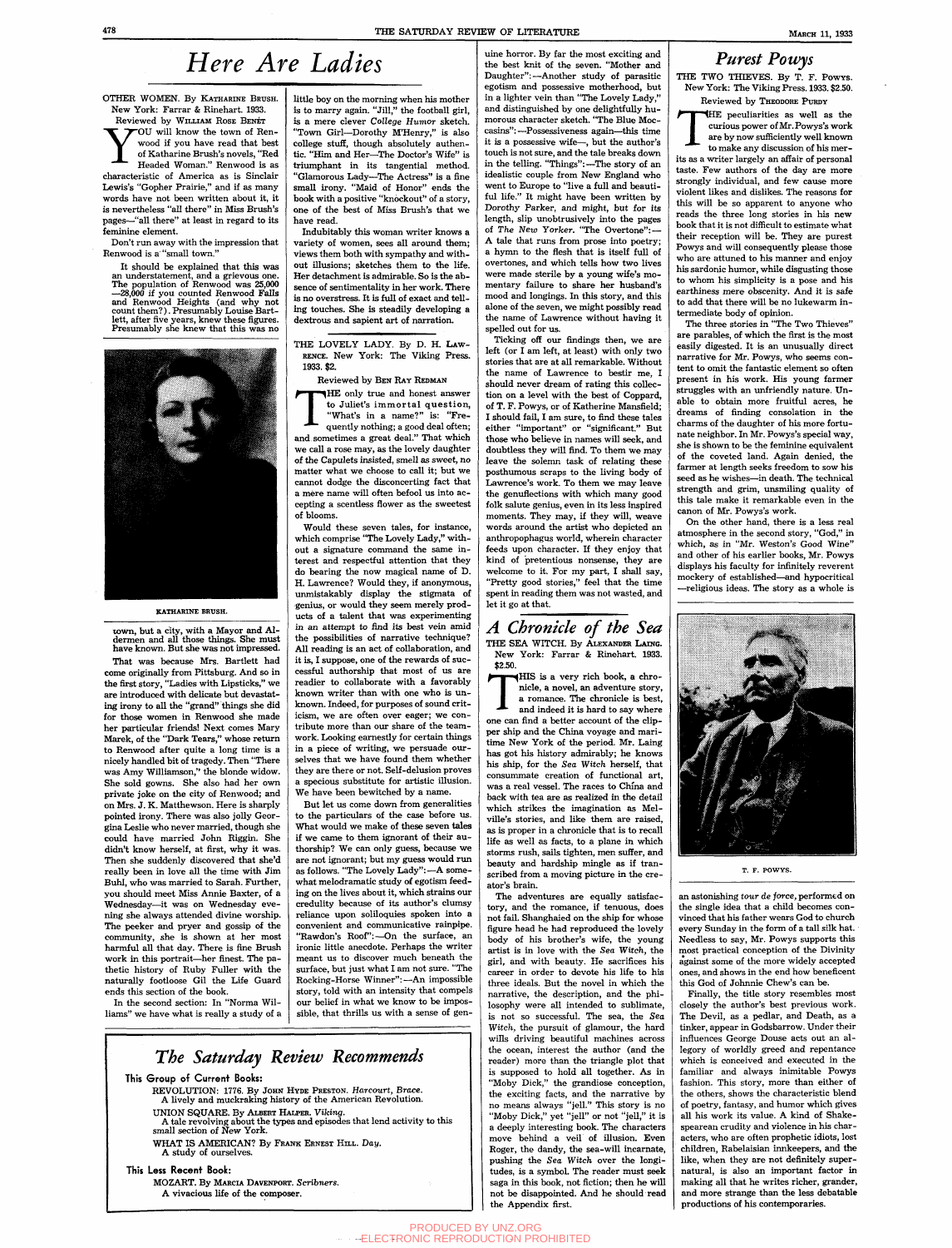# Here Are Ladies

OTHER WOMEN. By KATHARINE BRUSH. New York: Farrar & Rinehart. 1933.

Reviewed by WILLIAM ROSE BENÉT

YOU will know the town of Renwood if you have read that best of Katharine Brush's novels, "Red Headed Woman." Renwood is as characteristic of America as is Sinclair Lewis's "Gopher Prairie," and if as many words have not been written about it, it is nevertheless "all there" in Miss Brush's pages—"all there" at least in regard to its feminine element.

Don't run away with the impression that Renwood is a "small town."

It should be explained that this was an understatement, and a grievous one. The population of Renwood was 25,000—28,000 if you counted Renwood Falls and Renwood Heights (and why not count them?). Presumably Louise Bartlett, after five years, knew these figures. Presumably she knew that this was no town, but a city, with a Mayor and Aldermen and all those things. She must have known. But she was not impressed.

KATHARINE BRUSH.

That was because Mrs. Bartlett had come originally from Pittsburg. And so in the first story, "Ladies with Lipsticks," we are introduced with delicate but devastating irony to all the "grand" things she did for those women in Renwood she made her particular friends! Next comes Mary Marek, of the "Dark Tears," whose return to Renwood after quite a long time is a nicely handled bit of tragedy. Then "There was Amy Williamson," the blonde widow. She sold gowns. She also had her own private joke on the city of Renwood; and on Mrs. J. K. Matthewson. Here is sharply pointed irony. There was also jolly Georgina Leslie who never married, though she could have married John Riggin. She didn't know herself, at first, why it was. Then she suddenly discovered that she'd really been in love all the time with Jim Buhl, who was married to Sarah. Further, you should meet Miss Annie Baxter, of a Wednesday—it was on Wednesday evening she always attended divine worship. The peeker and pryer and gossip of the community, she is shown at her most harmful all that day. There is fine Brush work in this portrait—her finest. The pathetic history of Ruby Fuller with the naturally footloose Gil the Life Guard ends this section of the book.

In the second section: In "Norma Williams" we have what is really a study of a little boy on the morning when his mother is to marry again. "Jill," the football girl, is a mere clever *College Humor* sketch. "Town Girl—Dorothy M'Henry," is also college stuff, though absolutely authentic. "Him and Her—The Doctor's Wife" is triumphant in its tangential method. "Glamorous Lady—The Actress" is a fine small irony. "Maid of Honor" ends the book with a positive "knockout" of a story, one of the best of Miss Brush's that we have read.

Indubitably this woman writer knows a variety of women, sees all around them; views them both with sympathy and without illusions; sketches them to the life. Her detachment is admirable. So is the absence of sentimentality in her work. There is no overstress. It is full of exact and telling touches. She is steadily developing a dextrous and sapient art of narration.

---

THE LOVELY LADY. By D. H. LAWRENCE. New York: The Viking Press. 1933. $2.

Reviewed by BEN RAY REDMAN

THE only true and honest answer to Juliet's immortal question, "What's in a name?" is: "Frequently nothing; a good deal often; and sometimes a great deal." That which we call a rose may, as the lovely daughter of the Capulets insisted, smell as sweet, no matter what we choose to call it; but we cannot dodge the disconcerting fact that a mere name will often befool us into accepting a scentless flower as the sweetest of blooms.

Would these seven tales, for instance, which comprise "The Lovely Lady," without a signature command the same interest and respectful attention that they do bearing the now magical name of D. H. Lawrence? Would they, if anonymous, unmistakably display the stigmata of genius, or would they seem merely products of a talent that was experimenting in an attempt to find its best vein amid the possibilities of narrative technique? All reading is an act of collaboration, and it is, I suppose, one of the rewards of successful authorship that most of us are readier to collaborate with a favorably known writer than with one who is unknown. Indeed, for purposes of sound criticism, we are often over eager; we contribute more than our share of the teamwork. Looking earnestly for certain things in a piece of writing, we persuade ourselves that we have found them whether they are there or not. Self-delusion proves a specious substitute for artistic illusion. We have been bewitched by a name.

But let us come down from generalities to the particulars of the case before us. What would we make of these seven tales if we came to them ignorant of their authorship? We can only guess, because we are not ignorant; but my guess would run as follows. "The Lovely Lady":—A somewhat melodramatic study of egotism feeding on the lives about it, which strains our credulity because of its author's clumsy reliance upon soliloquies spoken into a convenient and communicative rainpipe. "Rawdon's Roof":—On the surface, an ironic little anecdote. Perhaps the writer meant us to discover much beneath the surface, but just what I am not sure. "The Rocking-Horse Winner":—An impossible story, told with an intensity that compels our belief in what we know to be impossible, that thrills us with a sense of genuine horror. By far the most exciting and the best knit of the seven. "Mother and Daughter":—Another study of parasitic egotism and possessive motherhood, but in a lighter vein than "The Lovely Lady," and distinguished by one delightfully humorous character sketch. "The Blue Moccasins":—Possessiveness again—this time it is a possessive wife—, but the author's touch is not sure, and the tale breaks down in the telling. "Things":—The story of an idealistic couple from New England who went to Europe to "live a full and beautiful life." It might have been written by Dorothy Parker, and might, but for its length, slip unobtrusively into the pages of *The New Yorker*. "The Overtone":—A tale that runs from prose into poetry; a hymn to the flesh that is itself full of overtones, and which tells how two lives were made sterile by a young wife's momentary failure to share her husband's mood and longings. In this story, and this alone of the seven, we might possibly read the name of Lawrence without having it spelled out for us.

Ticking off our findings then, we are left (or I am left, at least) with only two stories that are at all remarkable. Without the name of Lawrence to bestir me, I should never dream of rating this collection on a level with the best of Coppard, of T. F. Powys, or of Katherine Mansfield; I should fail, I am sure, to find these tales either "important" or "significant." But those who believe in names will seek, and doubtless they will find. To them we may leave the solemn task of relating these posthumous scraps to the living body of Lawrence's work. To them we may leave the genuflections with which many good folk salute genius, even in its less inspired moments. They may, if they will, weave words around the artist who depicted an anthropophagous world, wherein character feeds upon character. If they enjoy that kind of pretentious nonsense, they are welcome to it. For my part, I shall say, "Pretty good stories," feel that the time spent in reading them was not wasted, and let it go at that.

# A Chronicle of the Sea

THE SEA WITCH. By ALEXANDER LAING. New York: Farrar & Rinehart. 1933. $2.50.

THIS is a very rich book, a chronicle, a novel, an adventure story, a romance. The chronicle is best, and indeed it is hard to say where one can find a better account of the clipper ship and the China voyage and maritime New York of the period. Mr. Laing has got his history admirably; he knows his ship, for the *Sea Witch* herself, that consummate creation of functional art, was a real vessel. The races to China and back with tea are as realized in the detail which strikes the imagination as Melville's stories, and like them are raised, as is proper in a chronicle that is to recall life as well as facts, to a plane in which storms rush, sails tighten, men suffer, and beauty and hardship mingle as if transcribed from a moving picture in the creator's brain.

The adventures are equally satisfactory, and the romance, if tenuous, does not fail. Shanghaied on the ship for whose figure head he had reproduced the lovely body of his brother's wife, the young artist is in love with the *Sea Witch*, the girl, and with beauty. He sacrifices his career in order to devote his life to his three ideals. But the novel in which the narrative, the description, and the philosophy were all intended to sublimate, is not so successful. The sea, the *Sea Witch*, the pursuit of glamour, the hard wills driving beautiful machines across the ocean, interest the author (and the reader) more than the triangle plot that is supposed to hold all together. As in "Moby Dick," the grandiose conception, the exciting facts, and the narrative by no means always "jell." This story is no "Moby Dick," yet "jell" or not "jell," it is a deeply interesting book. The characters move behind a veil of illusion. Even Roger, the dandy, the sea-will incarnate, pushing the *Sea Witch* over the longitudes, is a symbol. The reader must seek saga in this book, not fiction; then he will not be disappointed. And he should read the Appendix first.

# Purest Powys

THE TWO THIEVES. By T. F. POWYS. New York: The Viking Press. 1933. $2.50.

Reviewed by THEODORE PURDY

THE peculiarities as well as the curious power of Mr. Powys's work are by now sufficiently well known to make any discussion of his merits as a writer largely an affair of personal taste. Few authors of the day are more strongly individual, and few cause more violent likes and dislikes. The reasons for this will be so apparent to anyone who reads the three long stories in his new book that it is not difficult to estimate what their reception will be. They are purest Powys and will consequently please those who are attuned to his manner and enjoy his sardonic humor, while disgusting those to whom his simplicity is a pose and his earthiness mere obscenity. And it is safe to add that there will be no lukewarm intermediate body of opinion.

The three stories in "The Two Thieves" are parables, of which the first is the most easily digested. It is an unusually direct narrative for Mr. Powys, who seems content to omit the fantastic element so often present in his work. His young farmer struggles with an unfriendly nature. Unable to obtain more fruitful acres, he dreams of finding consolation in the charms of the daughter of his more fortunate neighbor. In Mr. Powys's special way, she is shown to be the feminine equivalent of the coveted land. Again denied, the farmer at length seeks freedom to sow his seed as he wishes—in death. The technical strength and grim, unsmiling quality of this tale make it remarkable even in the canon of Mr. Powys's work.

On the other hand, there is a less real atmosphere in the second story, "God," in which, as in "Mr. Weston's Good Wine" and other of his earlier books, Mr. Powys displays his faculty for infinitely reverent mockery of established—and hypocritical—religious ideas. The story as a whole is an astonishing *tour de force*, performed on the single idea that a child becomes convinced that his father wears God to church every Sunday in the form of a tall silk hat. Needless to say, Mr. Powys supports this most practical conception of the Divinity against some of the more widely accepted ones, and shows in the end how beneficent this God of Johnnie Chew's can be.

T. F. POWYS.

Finally, the title story resembles most closely the author's best previous work. The Devil, as a pedlar, and Death, as a tinker, appear in Godsbarrow. Under their influences George Douse acts out an allegory of worldly greed and repentance which is conceived and executed in the familiar and always inimitable Powys fashion. This story, more than either of the others, shows the characteristic blend of poetry, fantasy, and humor which gives all his work its value. A kind of Shakespearean crudity and violence in his characters, who are often prophetic idiots, lost children, Rabelaisian innkeepers, and the like, when they are not definitely supernatural, is also an important factor in making all that he writes richer, grander, and more strange than the less debatable productions of his contemporaries.

---

## The Saturday Review Recommends

**This Group of Current Books:**

REVOLUTION: 1776. By JOHN HYDE PRESTON. *Harcourt, Brace.*
A lively and muckraking history of the American Revolution.

UNION SQUARE. By ALBERT HALPER. *Viking.*
A tale revolving about the types and episodes that lend activity to this small section of New York.

WHAT IS AMERICAN? By FRANK ERNEST HILL. *Day.*
A study of ourselves.

**This Less Recent Book:**

MOZART. By MARCIA DAVENPORT. *Scribners.*
A vivacious life of the composer.